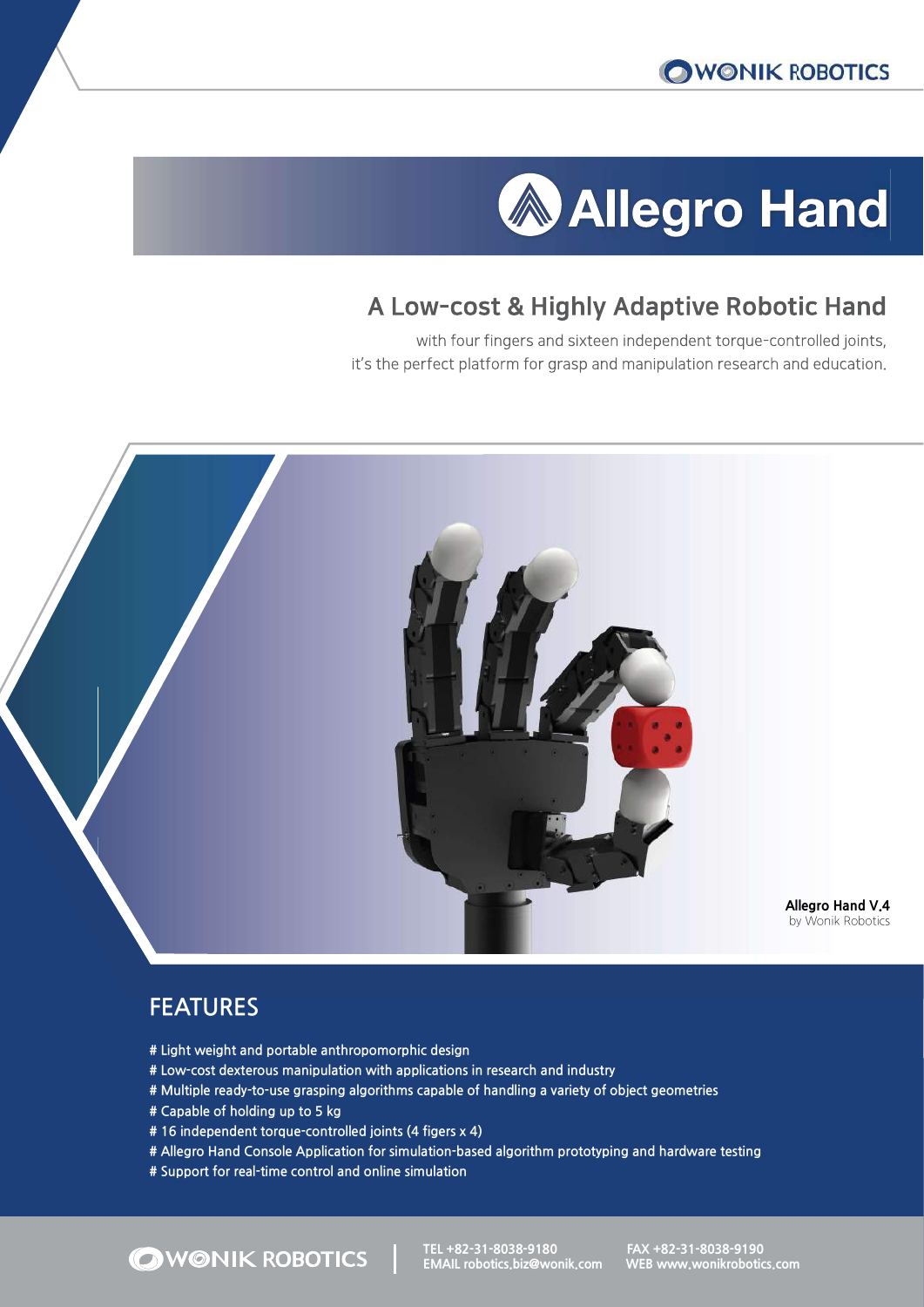# Allegro Hand

## A Low-cost & Highly Adaptive Robotic Hand

with four fingers and sixteen independent torque-controlled joints, it's the perfect platform for grasp and manipulation research and education.

**Allegro Hand V.4**
by Wonik Robotics

## FEATURES

# Light weight and portable anthropomorphic design
# Low-cost dexterous manipulation with applications in research and industry
# Multiple ready-to-use grasping algorithms capable of handling a variety of object geometries
# Capable of holding up to 5 kg
# 16 independent torque-controlled joints (4 figers x 4)
# Allegro Hand Console Application for simulation-based algorithm prototyping and hardware testing
# Support for real-time control and online simulation

WONIK ROBOTICS

TEL +82-31-8038-9180
EMAIL robotics.biz@wonik.com
FAX +82-31-8038-9190
WEB www.wonikrobotics.com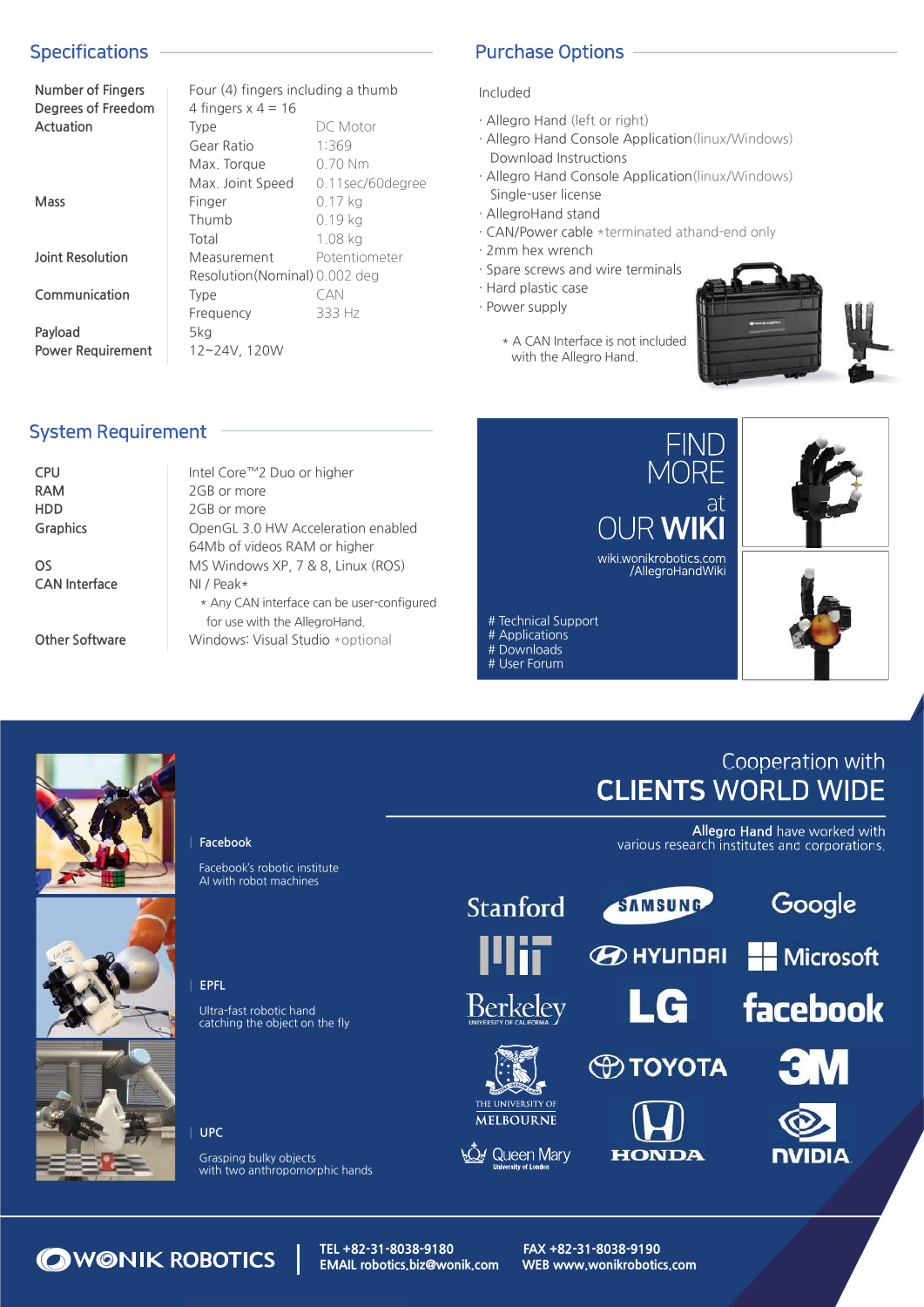## Specifications

| | | |
|---|---|---|
| Number of Fingers | Four (4) fingers including a thumb | |
| Degrees of Freedom | 4 fingers x 4 = 16 | |
| Actuation | Type | DC Motor |
| | Gear Ratio | 1:369 |
| | Max. Torque | 0.70 Nm |
| | Max. Joint Speed | 0.11sec/60degree |
| Mass | Finger | 0.17 kg |
| | Thumb | 0.19 kg |
| | Total | 1.08 kg |
| Joint Resolution | Measurement | Potentiometer |
| | Resolution(Nominal) | 0.002 deg |
| Communication | Type | CAN |
| | Frequency | 333 Hz |
| Payload | 5kg | |
| Power Requirement | 12~24V, 120W | |

## Purchase Options

Included

- Allegro Hand (left or right)
- Allegro Hand Console Application(linux/Windows) Download Instructions
- Allegro Hand Console Application(linux/Windows) Single-user license
- AllegroHand stand
- CAN/Power cable *terminated athand-end only
- 2mm hex wrench
- Spare screws and wire terminals
- Hard plastic case
- Power supply

* A CAN Interface is not included with the Allegro Hand.

## System Requirement

| | |
|---|---|
| CPU | Intel Core™2 Duo or higher |
| RAM | 2GB or more |
| HDD | 2GB or more |
| Graphics | OpenGL 3.0 HW Acceleration enabled<br>64Mb of videos RAM or higher |
| OS | MS Windows XP, 7 & 8, Linux (ROS) |
| CAN Interface | NI / Peak*<br>* Any CAN interface can be user-configured for use with the AllegroHand. |
| Other Software | Windows: Visual Studio *optional |

FIND MORE at OUR **WIKI**

wiki.wonikrobotics.com/AllegroHandWiki

# Technical Support
# Applications
# Downloads
# User Forum

Cooperation with
**CLIENTS WORLD WIDE**

**Allegro Hand** have worked with various research institutes and corporations.

**Facebook**

Facebook's robotic institute
AI with robot machines

**EPFL**

Ultra-fast robotic hand
catching the object on the fly

**UPC**

Grasping bulky objects
with two anthropomorphic hands

Stanford, SAMSUNG, Google, MIT, HYUNDAI, Microsoft, Berkeley University of California, LG, facebook, The University of Melbourne, TOYOTA, 3M, Queen Mary University of London, HONDA, NVIDIA

**WONIK ROBOTICS**

TEL +82-31-8038-9180
EMAIL robotics.biz@wonik.com
FAX +82-31-8038-9190
WEB www.wonikrobotics.com